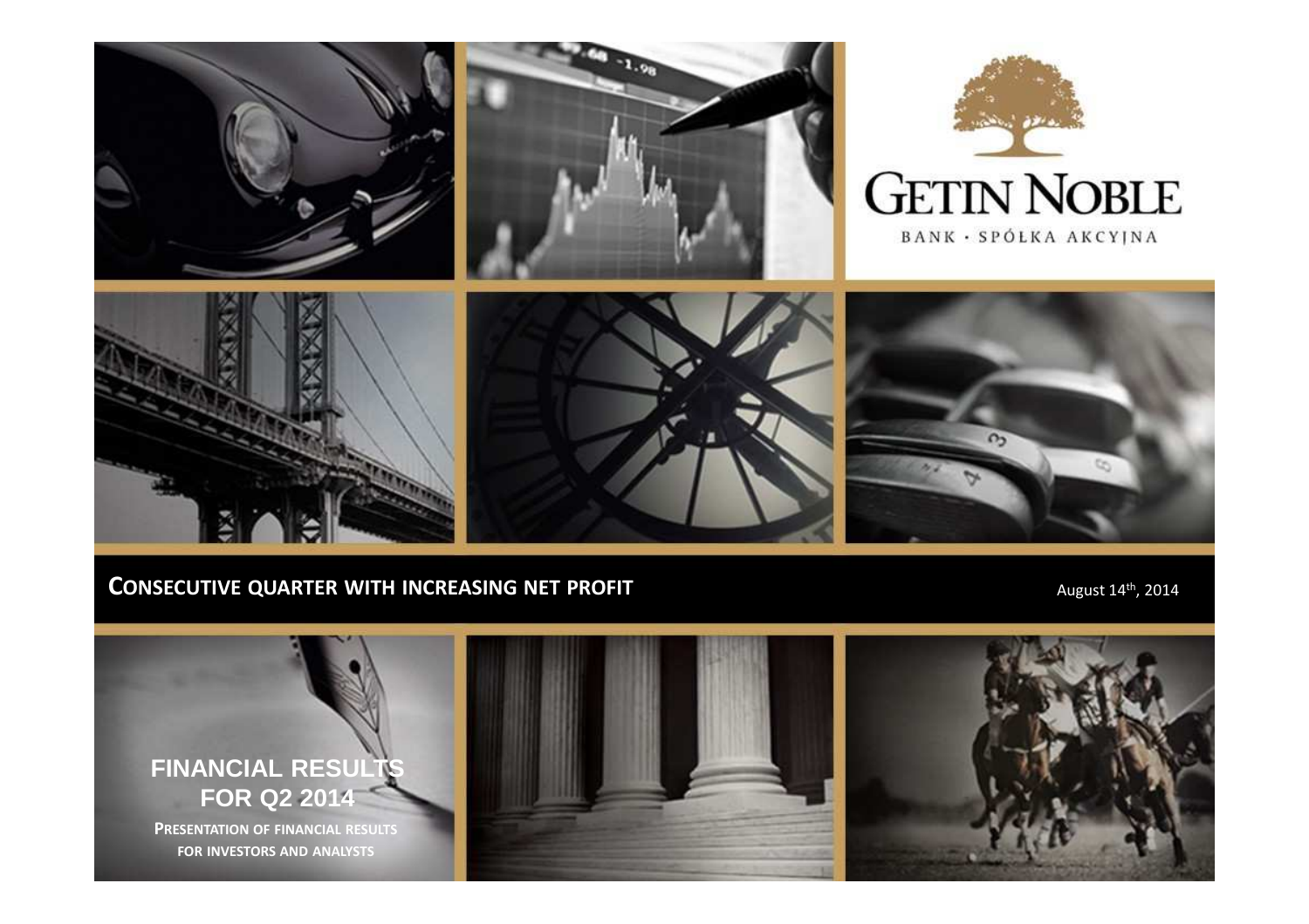# GETIN NOBLE

BANK · SPÓŁKA AKCYJNA

**CONSECUTIVE QUARTER WITH INCREASING NET PROFIT**

August 14th, 2014

## FINANCIAL RESULTS FOR Q2 2014

**PRESENTATION OF FINANCIAL RESULTS FOR INVESTORS AND ANALYSTS**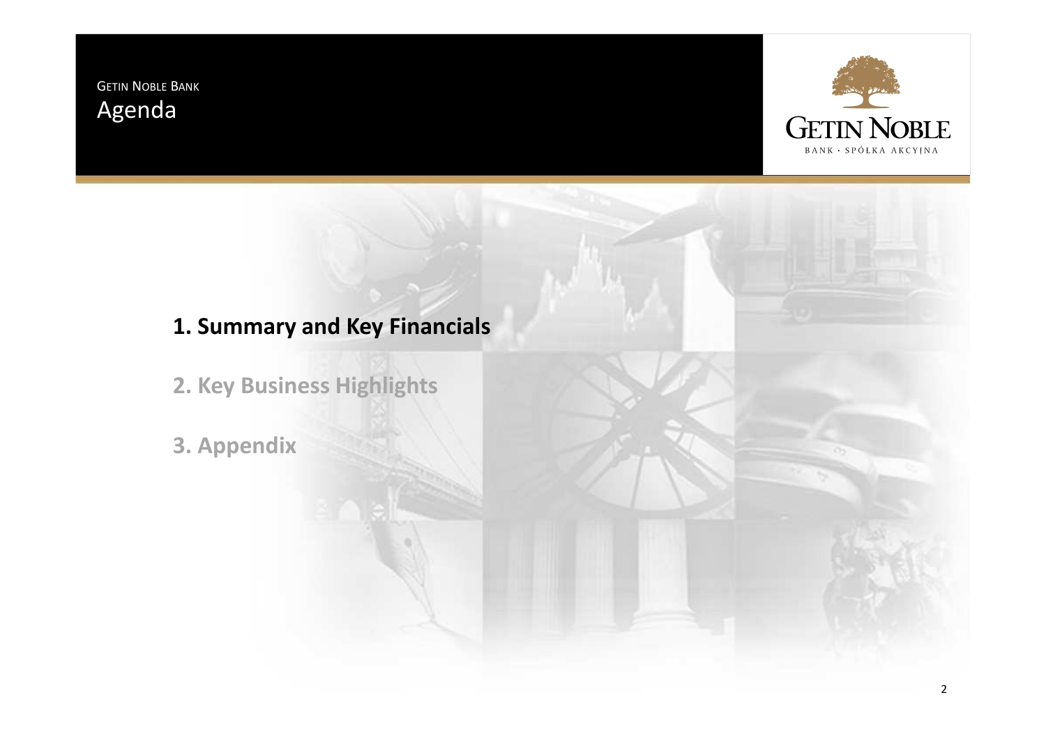GETIN NOBLE BANK

# Agenda

**1. Summary and Key Financials**

**2. Key Business Highlights**

**3. Appendix**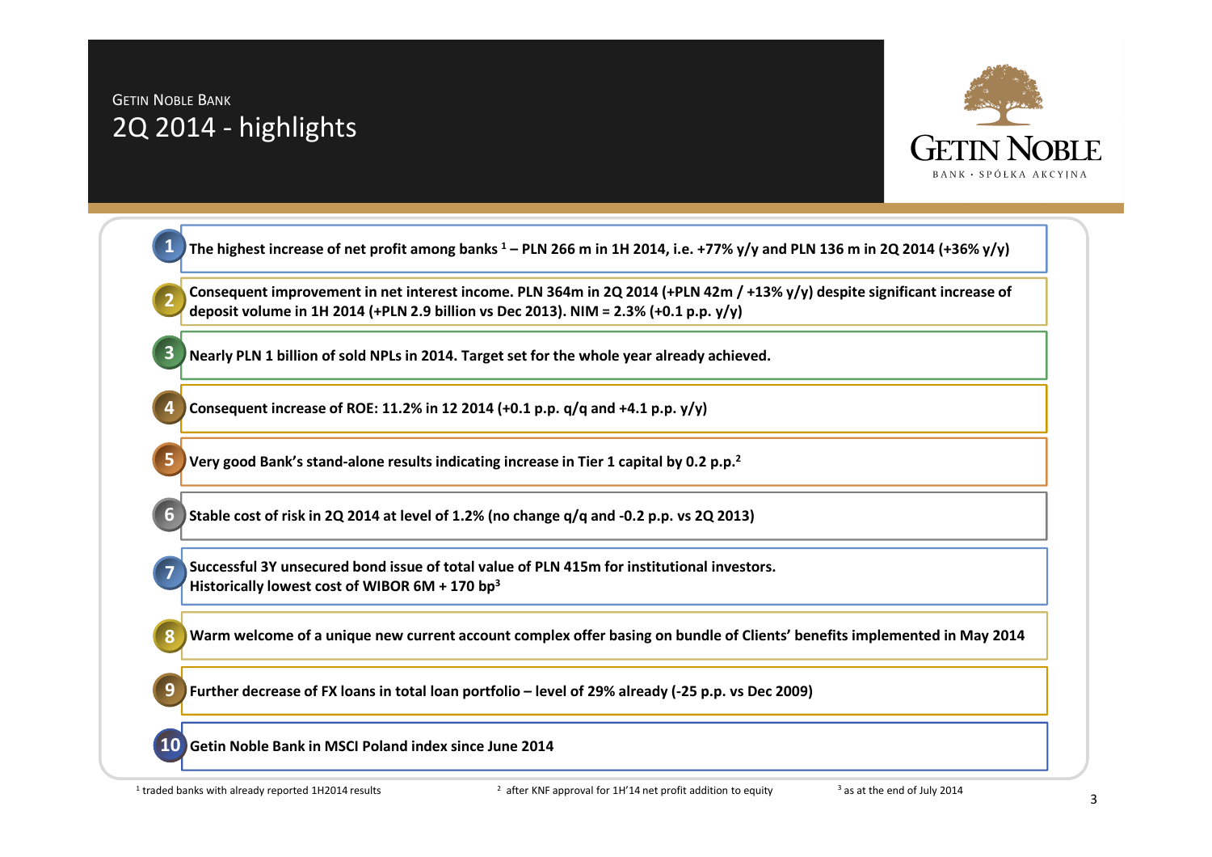GETIN NOBLE BANK

# 2Q 2014 - highlights

1. **The highest increase of net profit among banks [1] – PLN 266 m in 1H 2014, i.e. +77% y/y and PLN 136 m in 2Q 2014 (+36% y/y)**
2. **Consequent improvement in net interest income. PLN 364m in 2Q 2014 (+PLN 42m / +13% y/y) despite significant increase of deposit volume in 1H 2014 (+PLN 2.9 billion vs Dec 2013). NIM = 2.3% (+0.1 p.p. y/y)**
3. **Nearly PLN 1 billion of sold NPLs in 2014. Target set for the whole year already achieved.**
4. **Consequent increase of ROE: 11.2% in 12 2014 (+0.1 p.p. q/q and +4.1 p.p. y/y)**
5. **Very good Bank's stand-alone results indicating increase in Tier 1 capital by 0.2 p.p.[2]**
6. **Stable cost of risk in 2Q 2014 at level of 1.2% (no change q/q and -0.2 p.p. vs 2Q 2013)**
7. **Successful 3Y unsecured bond issue of total value of PLN 415m for institutional investors. Historically lowest cost of WIBOR 6M + 170 bp[3]**
8. **Warm welcome of a unique new current account complex offer basing on bundle of Clients' benefits implemented in May 2014**
9. **Further decrease of FX loans in total loan portfolio – level of 29% already (-25 p.p. vs Dec 2009)**
10. **Getin Noble Bank in MSCI Poland index since June 2014**

[1] traded banks with already reported 1H2014 results

[2] after KNF approval for 1H'14 net profit addition to equity

[3] as at the end of July 2014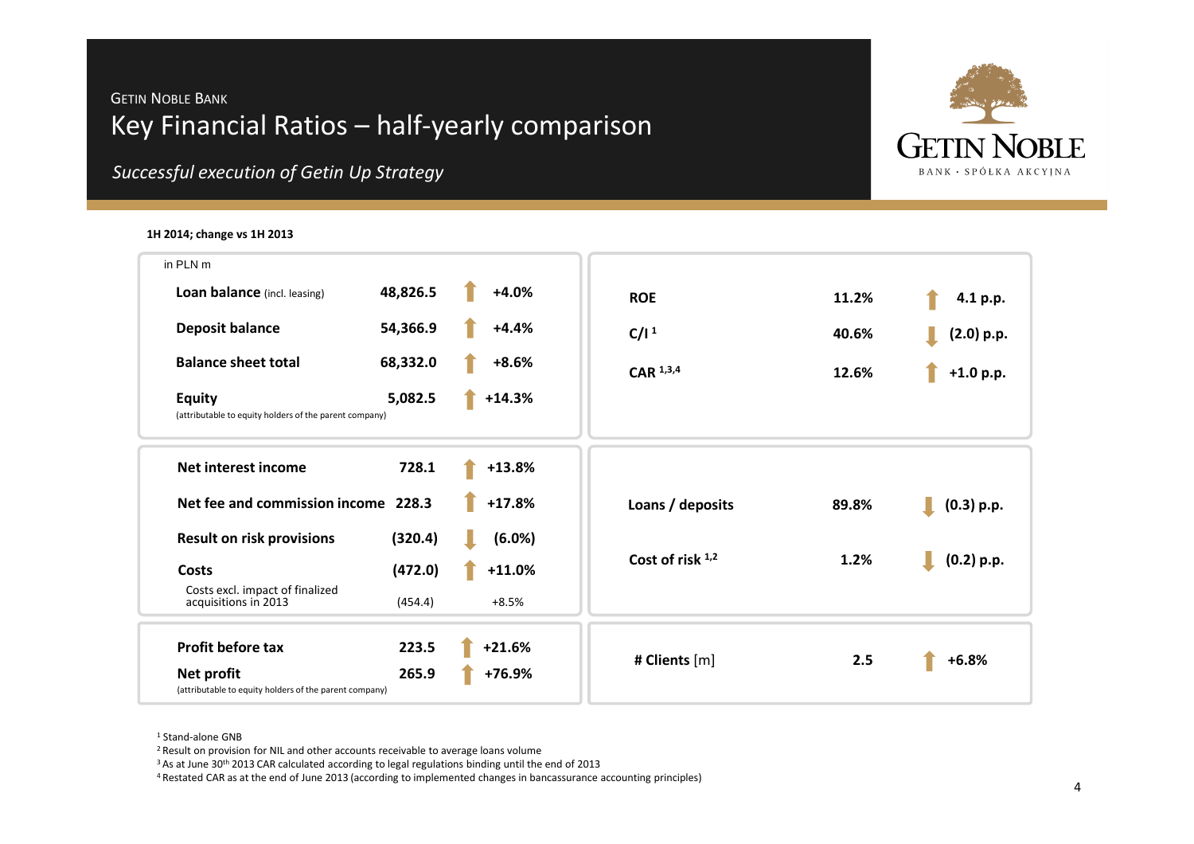GETIN NOBLE BANK

# Key Financial Ratios – half-yearly comparison

*Successful execution of Getin Up Strategy*

**1H 2014; change vs 1H 2013**

in PLN m

| | 1H 2014 | Change |
|---|---|---|
| **Loan balance** (incl. leasing) | **48,826.5** | ↑ **+4.0%** |
| **Deposit balance** | **54,366.9** | ↑ **+4.4%** |
| **Balance sheet total** | **68,332.0** | ↑ **+8.6%** |
| **Equity** (attributable to equity holders of the parent company) | **5,082.5** | ↑ **+14.3%** |
| **Net interest income** | **728.1** | ↑ **+13.8%** |
| **Net fee and commission income** | **228.3** | ↑ **+17.8%** |
| **Result on risk provisions** | **(320.4)** | ↓ **(6.0%)** |
| **Costs** | **(472.0)** | ↑ **+11.0%** |
| Costs excl. impact of finalized acquisitions in 2013 | (454.4) | +8.5% |
| **Profit before tax** | **223.5** | ↑ **+21.6%** |
| **Net profit** (attributable to equity holders of the parent company) | **265.9** | ↑ **+76.9%** |

| | 1H 2014 | Change |
|---|---|---|
| **ROE** | **11.2%** | ↑ **4.1 p.p.** |
| **C/I** [1] | **40.6%** | ↓ **(2.0) p.p.** |
| **CAR** [1,3,4] | **12.6%** | ↑ **+1.0 p.p.** |
| **Loans / deposits** | **89.8%** | ↓ **(0.3) p.p.** |
| **Cost of risk** [1,2] | **1.2%** | ↓ **(0.2) p.p.** |
| **# Clients** [m] | **2.5** | ↑ **+6.8%** |

[1] Stand-alone GNB
[2] Result on provision for NIL and other accounts receivable to average loans volume
[3] As at June 30th 2013 CAR calculated according to legal regulations binding until the end of 2013
[4] Restated CAR as at the end of June 2013 (according to implemented changes in bancassurance accounting principles)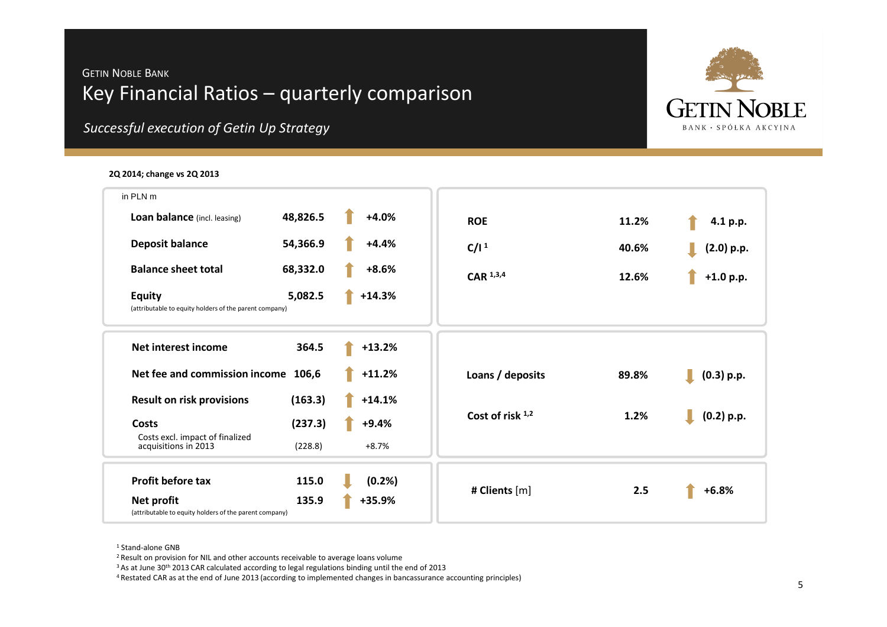GETIN NOBLE BANK

# Key Financial Ratios – quarterly comparison

*Successful execution of Getin Up Strategy*

**2Q 2014; change vs 2Q 2013**

in PLN m

| | | |
|---|---|---|
| **Loan balance** (incl. leasing) | **48,826.5** | **+4.0%** |
| **Deposit balance** | **54,366.9** | **+4.4%** |
| **Balance sheet total** | **68,332.0** | **+8.6%** |
| **Equity** (attributable to equity holders of the parent company) | **5,082.5** | **+14.3%** |

| | | |
|---|---|---|
| **ROE** | **11.2%** | **4.1 p.p.** |
| **C/I** [1] | **40.6%** | **(2.0) p.p.** |
| **CAR** [1,3,4] | **12.6%** | **+1.0 p.p.** |

| | | |
|---|---|---|
| **Net interest income** | **364.5** | **+13.2%** |
| **Net fee and commission income** | **106,6** | **+11.2%** |
| **Result on risk provisions** | **(163.3)** | **+14.1%** |
| **Costs** | **(237.3)** | **+9.4%** |
| Costs excl. impact of finalized acquisitions in 2013 | (228.8) | +8.7% |

| | | |
|---|---|---|
| **Loans / deposits** | **89.8%** | **(0.3) p.p.** |
| **Cost of risk** [1,2] | **1.2%** | **(0.2) p.p.** |

| | | |
|---|---|---|
| **Profit before tax** | **115.0** | **(0.2%)** |
| **Net profit** (attributable to equity holders of the parent company) | **135.9** | **+35.9%** |

| | | |
|---|---|---|
| **# Clients** [m] | **2.5** | **+6.8%** |

[1] Stand-alone GNB

[2] Result on provision for NIL and other accounts receivable to average loans volume

[3] As at June 30th 2013 CAR calculated according to legal regulations binding until the end of 2013

[4] Restated CAR as at the end of June 2013 (according to implemented changes in bancassurance accounting principles)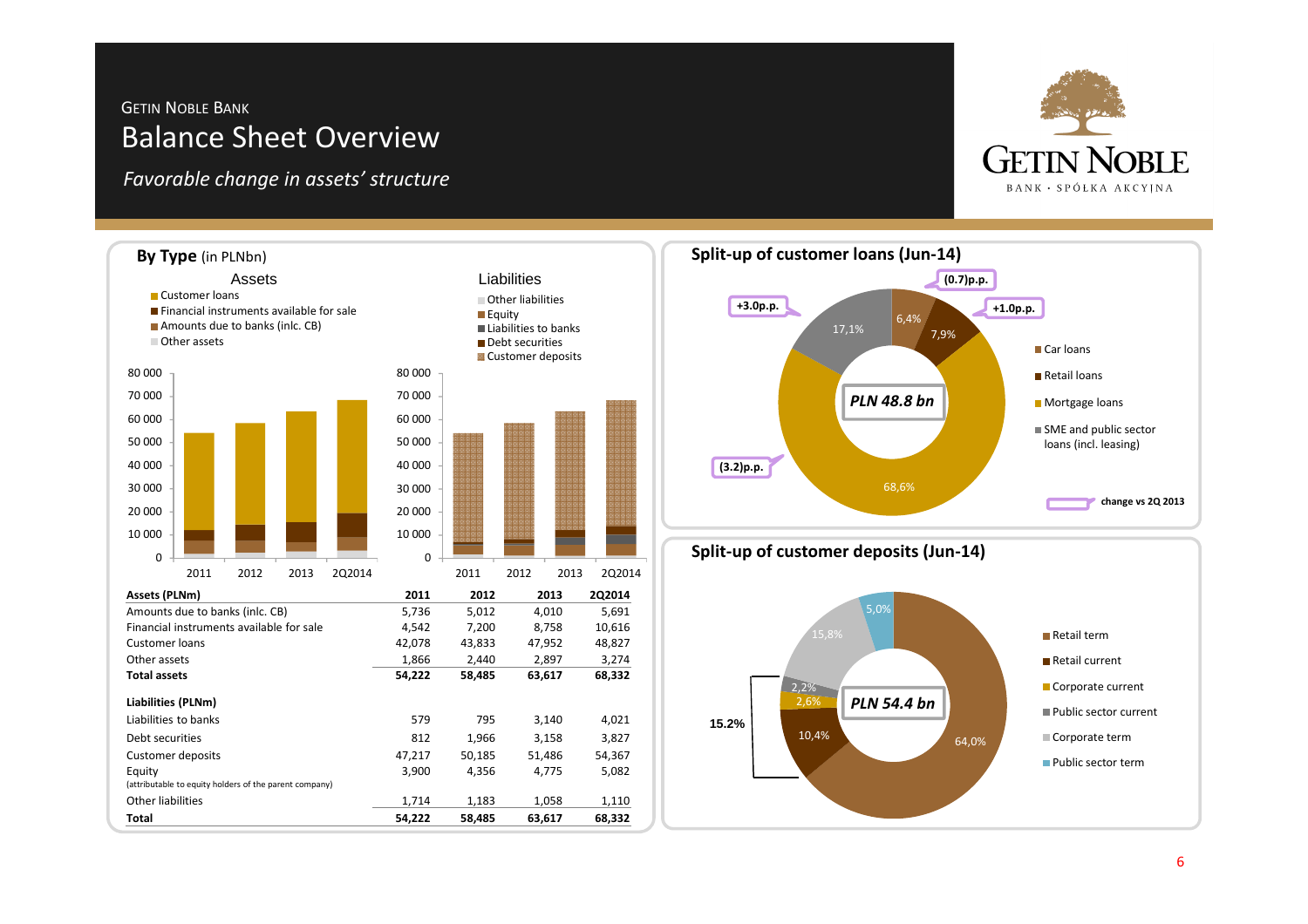GETIN NOBLE BANK

# Balance Sheet Overview

*Favorable change in assets' structure*

GETIN NOBLE BANK · SPÓŁKA AKCYJNA

## By Type (in PLNbn)

**Assets**

- Customer loans
- Financial instruments available for sale
- Amounts due to banks (inlc. CB)
- Other assets

**Liabilities**

- Other liabilities
- Equity
- Liabilities to banks
- Debt securities
- Customer deposits

| Assets (PLNm) | 2011 | 2012 | 2013 | 2Q2014 |
|---|---|---|---|---|
| Amounts due to banks (inlc. CB) | 5,736 | 5,012 | 4,010 | 5,691 |
| Financial instruments available for sale | 4,542 | 7,200 | 8,758 | 10,616 |
| Customer loans | 42,078 | 43,833 | 47,952 | 48,827 |
| Other assets | 1,866 | 2,440 | 2,897 | 3,274 |
| **Total assets** | **54,222** | **58,485** | **63,617** | **68,332** |
| **Liabilities (PLNm)** | | | | |
| Liabilities to banks | 579 | 795 | 3,140 | 4,021 |
| Debt securities | 812 | 1,966 | 3,158 | 3,827 |
| Customer deposits | 47,217 | 50,185 | 51,486 | 54,367 |
| Equity (attributable to equity holders of the parent company) | 3,900 | 4,356 | 4,775 | 5,082 |
| Other liabilities | 1,714 | 1,183 | 1,058 | 1,110 |
| **Total** | **54,222** | **58,485** | **63,617** | **68,332** |

## Split-up of customer loans (Jun-14)

PLN 48.8 bn

| Category | Share | Change vs 2Q 2013 |
|---|---|---|
| Car loans | 6,4% | (0.7)p.p. |
| Retail loans | 7,9% | +1.0p.p. |
| Mortgage loans | 68,6% | (3.2)p.p. |
| SME and public sector loans (incl. leasing) | 17,1% | +3.0p.p. |

## Split-up of customer deposits (Jun-14)

PLN 54.4 bn

| Category | Share |
|---|---|
| Retail term | 64,0% |
| Retail current | 10,4% |
| Corporate current | 2,6% |
| Public sector current | 2,2% |
| Corporate term | 15,8% |
| Public sector term | 5,0% |

15.2%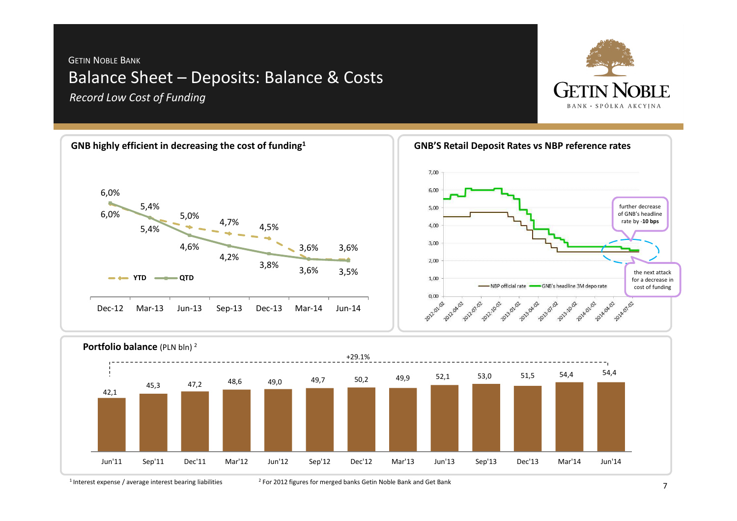GETIN NOBLE BANK

# Balance Sheet – Deposits: Balance & Costs

*Record Low Cost of Funding*

## GNB highly efficient in decreasing the cost of funding[1]

| | Dec-12 | Mar-13 | Jun-13 | Sep-13 | Dec-13 | Mar-14 | Jun-14 |
|---|---|---|---|---|---|---|---|
| YTD | 6,0% | 5,4% | 5,0% | 4,7% | 4,5% | 3,6% | 3,6% |
| QTD | 6,0% | 5,4% | 4,6% | 4,2% | 3,8% | 3,6% | 3,5% |

## GNB'S Retail Deposit Rates vs NBP reference rates

- NBP official rate
- GNB's headline 3M depo rate

further decrease of GNB's headline rate by **-10 bps**

the next attack for a decrease in cost of funding

## Portfolio balance (PLN bln) [2]

+29.1%

| Jun'11 | Sep'11 | Dec'11 | Mar'12 | Jun'12 | Sep'12 | Dec'12 | Mar'13 | Jun'13 | Sep'13 | Dec'13 | Mar'14 | Jun'14 |
|---|---|---|---|---|---|---|---|---|---|---|---|---|
| 42,1 | 45,3 | 47,2 | 48,6 | 49,0 | 49,7 | 50,2 | 49,9 | 52,1 | 53,0 | 51,5 | 54,4 | 54,4 |

[1] Interest expense / average interest bearing liabilities

[2] For 2012 figures for merged banks Getin Noble Bank and Get Bank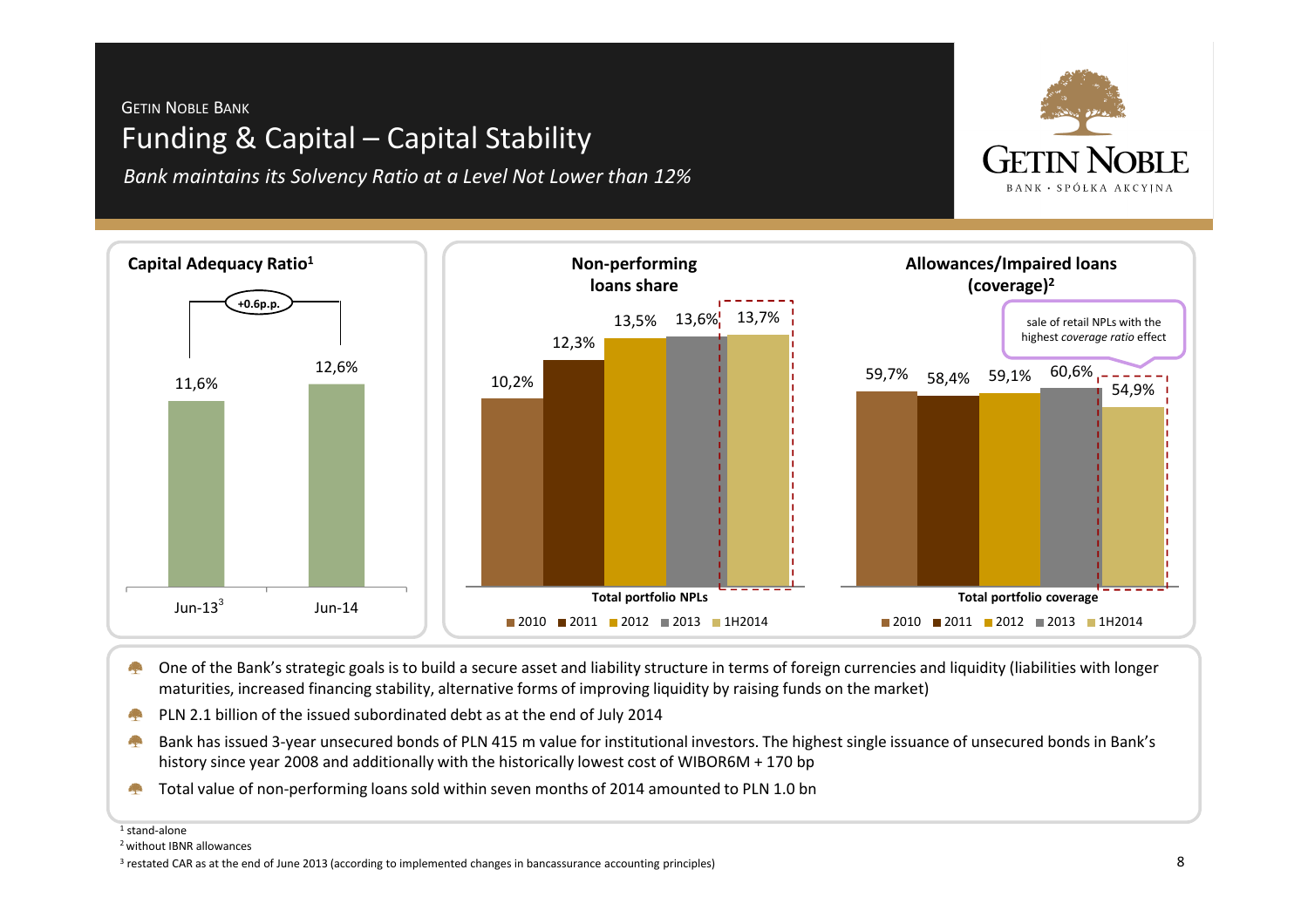GETIN NOBLE BANK

# Funding & Capital – Capital Stability

*Bank maintains its Solvency Ratio at a Level Not Lower than 12%*

### Capital Adequacy Ratio[1]

| | Jun-13[3] | Jun-14 |
|---|---|---|
| Capital Adequacy Ratio | 11,6% | 12,6% |

+0.6p.p.

### Non-performing loans share

| | 2010 | 2011 | 2012 | 2013 | 1H2014 |
|---|---|---|---|---|---|
| Total portfolio NPLs | 10,2% | 12,3% | 13,5% | 13,6% | 13,7% |

### Allowances/Impaired loans (coverage)[2]

| | 2010 | 2011 | 2012 | 2013 | 1H2014 |
|---|---|---|---|---|---|
| Total portfolio coverage | 59,7% | 58,4% | 59,1% | 60,6% | 54,9% |

sale of retail NPLs with the highest *coverage ratio* effect

- One of the Bank's strategic goals is to build a secure asset and liability structure in terms of foreign currencies and liquidity (liabilities with longer maturities, increased financing stability, alternative forms of improving liquidity by raising funds on the market)
- PLN 2.1 billion of the issued subordinated debt as at the end of July 2014
- Bank has issued 3-year unsecured bonds of PLN 415 m value for institutional investors. The highest single issuance of unsecured bonds in Bank's history since year 2008 and additionally with the historically lowest cost of WIBOR6M + 170 bp
- Total value of non-performing loans sold within seven months of 2014 amounted to PLN 1.0 bn

[1] stand-alone
[2] without IBNR allowances
[3] restated CAR as at the end of June 2013 (according to implemented changes in bancassurance accounting principles)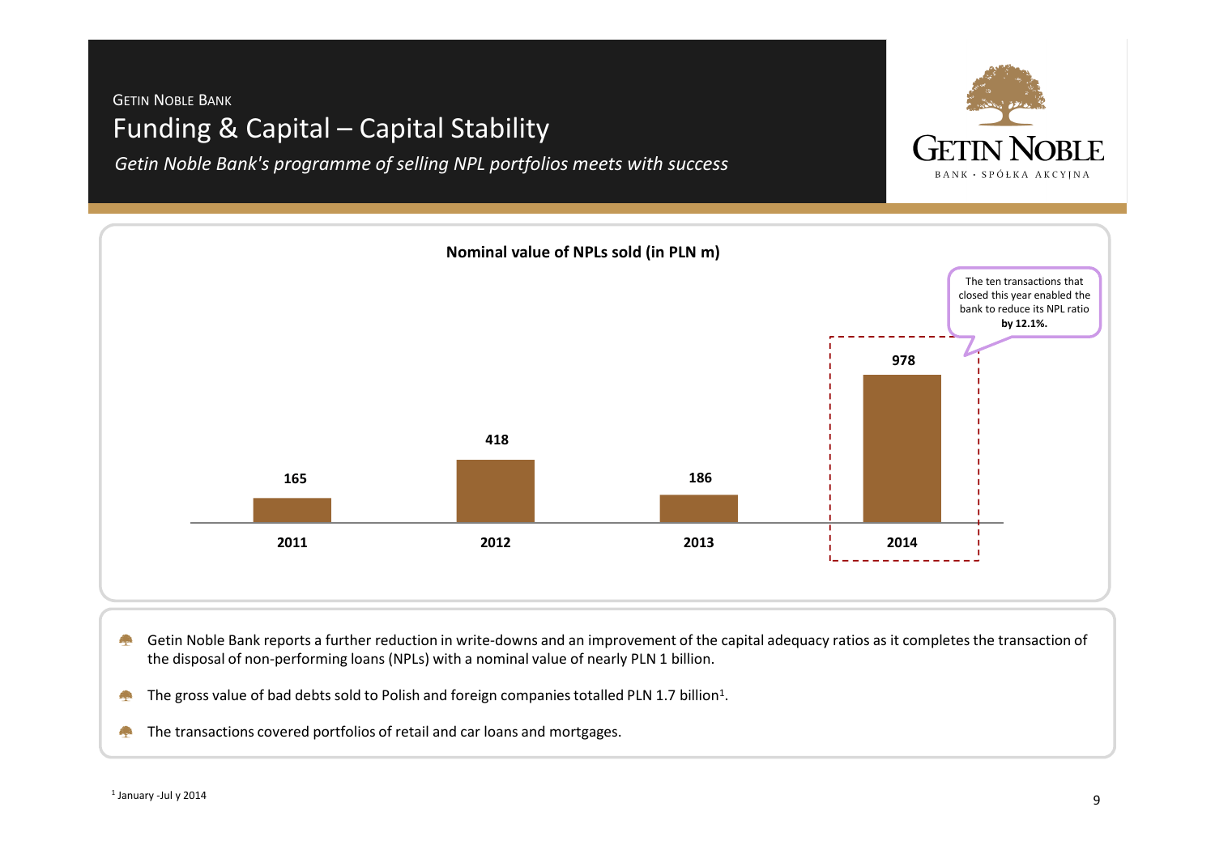GETIN NOBLE BANK

# Funding & Capital – Capital Stability

*Getin Noble Bank's programme of selling NPL portfolios meets with success*

**Nominal value of NPLs sold (in PLN m)**

| Year | Nominal value (PLN m) |
|---|---|
| 2011 | 165 |
| 2012 | 418 |
| 2013 | 186 |
| 2014 | 978 |

The ten transactions that closed this year enabled the bank to reduce its NPL ratio **by 12.1%.**

- Getin Noble Bank reports a further reduction in write-downs and an improvement of the capital adequacy ratios as it completes the transaction of the disposal of non-performing loans (NPLs) with a nominal value of nearly PLN 1 billion.
- The gross value of bad debts sold to Polish and foreign companies totalled PLN 1.7 billion[1].
- The transactions covered portfolios of retail and car loans and mortgages.

[1] January -Jul y 2014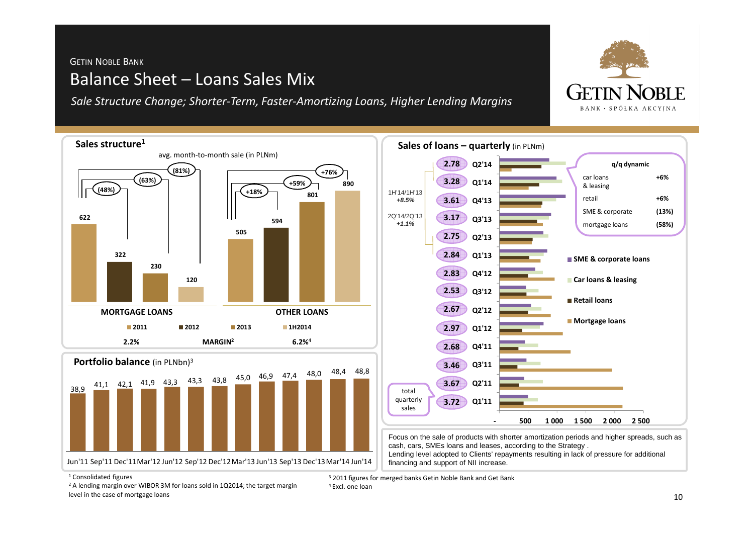GETIN NOBLE BANK

# Balance Sheet – Loans Sales Mix

*Sale Structure Change; Shorter-Term, Faster-Amortizing Loans, Higher Lending Margins*

## Sales structure[1]

avg. month-to-month sale (in PLNm)

| | 2011 | 2012 | 2013 | 1H2014 |
|---|---|---|---|---|
| MORTGAGE LOANS | 622 | 322 | 230 | 120 |
| OTHER LOANS | 505 | 594 | 801 | 890 |

Mortgage loans change vs 2011: 2012 (48%), 2013 (63%), 1H2014 (81%)

Other loans change vs 2011: 2012 +18%, 2013 +59%, 1H2014 +76%

MARGIN[2]: Mortgage loans 2.2%; Other loans 6.2%[4]

## Portfolio balance (in PLNbn)[3]

| Jun'11 | Sep'11 | Dec'11 | Mar'12 | Jun'12 | Sep'12 | Dec'12 | Mar'13 | Jun'13 | Sep'13 | Dec'13 | Mar'14 | Jun'14 |
|---|---|---|---|---|---|---|---|---|---|---|---|---|
| 38,9 | 41,1 | 42,1 | 41,9 | 43,3 | 43,3 | 43,8 | 45,0 | 46,9 | 47,4 | 48,0 | 48,4 | 48,8 |

## Sales of loans – quarterly (in PLNm)

| Quarter | Total quarterly sales |
|---|---|
| Q2'14 | 2.78 |
| Q1'14 | 3.28 |
| Q4'13 | 3.61 |
| Q3'13 | 3.17 |
| Q2'13 | 2.75 |
| Q1'13 | 2.84 |
| Q4'12 | 2.83 |
| Q3'12 | 2.53 |
| Q2'12 | 2.67 |
| Q1'12 | 2.97 |
| Q4'11 | 2.68 |
| Q3'11 | 3.46 |
| Q2'11 | 3.67 |
| Q1'11 | 3.72 |

1H'14/1H'13 *+8.5%*

2Q'14/2Q'13 *+1.1%*

Legend: SME & corporate loans; Car loans & leasing; Retail loans; Mortgage loans

| q/q dynamic | |
|---|---|
| car loans & leasing | +6% |
| retail | +6% |
| SME & corporate | (13%) |
| mortgage loans | (58%) |

Focus on the sale of products with shorter amortization periods and higher spreads, such as cash, cars, SMEs loans and leases, according to the Strategy .
Lending level adopted to Clients' repayments resulting in lack of pressure for additional financing and support of NII increase.

[1] Consolidated figures
[2] A lending margin over WIBOR 3M for loans sold in 1Q2014; the target margin level in the case of mortgage loans
[3] 2011 figures for merged banks Getin Noble Bank and Get Bank
[4] Excl. one loan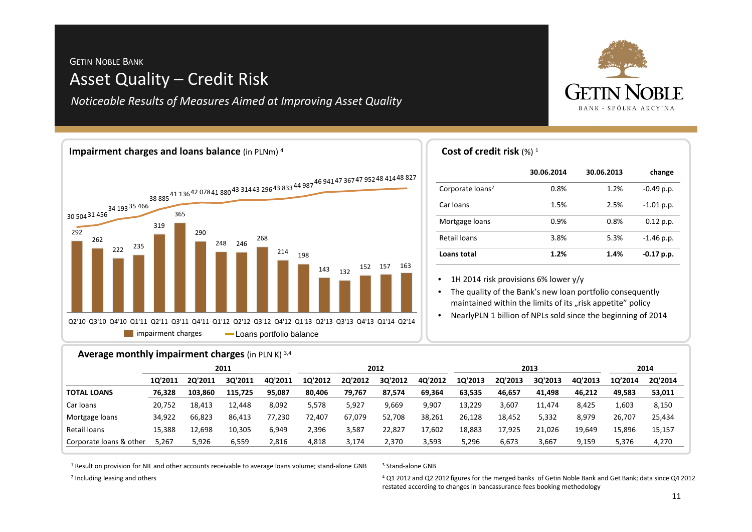GETIN NOBLE BANK

# Asset Quality – Credit Risk

*Noticeable Results of Measures Aimed at Improving Asset Quality*

## Impairment charges and loans balance (in PLNm) [4]

| | Q2'10 | Q3'10 | Q4'10 | Q1'11 | Q2'11 | Q3'11 | Q4'11 | Q1'12 | Q2'12 | Q3'12 | Q4'12 | Q1'13 | Q2'13 | Q3'13 | Q4'13 | Q1'14 | Q2'14 |
|---|---|---|---|---|---|---|---|---|---|---|---|---|---|---|---|---|---|
| impairment charges | 292 | 262 | 222 | 235 | 319 | 365 | 290 | 248 | 246 | 268 | 214 | 198 | 143 | 132 | 152 | 157 | 163 |
| Loans portfolio balance | 30 504 | 31 456 | 34 193 | 35 466 | 38 885 | 41 136 | 42 078 | 41 880 | 43 314 | 43 296 | 43 833 | 44 987 | 46 941 | 47 367 | 47 952 | 48 414 | 48 827 |

## Cost of credit risk (%) [1]

| | 30.06.2014 | 30.06.2013 | change |
|---|---|---|---|
| Corporate loans[2] | 0.8% | 1.2% | -0.49 p.p. |
| Car loans | 1.5% | 2.5% | -1.01 p.p. |
| Mortgage loans | 0.9% | 0.8% | 0.12 p.p. |
| Retail loans | 3.8% | 5.3% | -1.46 p.p. |
| **Loans total** | **1.2%** | **1.4%** | **-0.17 p.p.** |

- 1H 2014 risk provisions 6% lower y/y
- The quality of the Bank's new loan portfolio consequently maintained within the limits of its „risk appetite" policy
- NearlyPLN 1 billion of NPLs sold since the beginning of 2014

## Average monthly impairment charges (in PLN K) [3,4]

| | 2011 | | | | 2012 | | | | 2013 | | | | 2014 | |
|---|---|---|---|---|---|---|---|---|---|---|---|---|---|---|
| | 1Q'2011 | 2Q'2011 | 3Q'2011 | 4Q'2011 | 1Q'2012 | 2Q'2012 | 3Q'2012 | 4Q'2012 | 1Q'2013 | 2Q'2013 | 3Q'2013 | 4Q'2013 | 1Q'2014 | 2Q'2014 |
| **TOTAL LOANS** | **76,328** | **103,860** | **115,725** | **95,087** | **80,406** | **79,767** | **87,574** | **69,364** | **63,535** | **46,657** | **41,498** | **46,212** | **49,583** | **53,011** |
| Car loans | 20,752 | 18,413 | 12,448 | 8,092 | 5,578 | 5,927 | 9,669 | 9,907 | 13,229 | 3,607 | 11,474 | 8,425 | 1,603 | 8,150 |
| Mortgage loans | 34,922 | 66,823 | 86,413 | 77,230 | 72,407 | 67,079 | 52,708 | 38,261 | 26,128 | 18,452 | 5,332 | 8,979 | 26,707 | 25,434 |
| Retail loans | 15,388 | 12,698 | 10,305 | 6,949 | 2,396 | 3,587 | 22,827 | 17,602 | 18,883 | 17,925 | 21,026 | 19,649 | 15,896 | 15,157 |
| Corporate loans & other | 5,267 | 5,926 | 6,559 | 2,816 | 4,818 | 3,174 | 2,370 | 3,593 | 5,296 | 6,673 | 3,667 | 9,159 | 5,376 | 4,270 |

[1] Result on provision for NIL and other accounts receivable to average loans volume; stand-alone GNB

[2] Including leasing and others

[3] Stand-alone GNB

[4] Q1 2012 and Q2 2012 figures for the merged banks of Getin Noble Bank and Get Bank; data since Q4 2012 restated according to changes in bancassurance fees booking methodology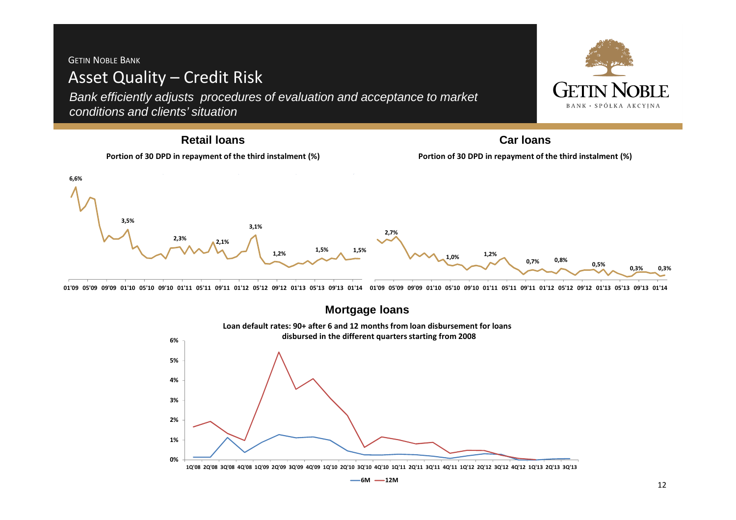GETIN NOBLE BANK

# Asset Quality – Credit Risk

*Bank efficiently adjusts procedures of evaluation and acceptance to market conditions and clients' situation*

## Retail loans

**Portion of 30 DPD in repayment of the third instalment (%)**

6,6%
3,5%
2,3%
2,1%
3,1%
1,2%
1,5%
1,5%

01'09 05'09 09'09 01'10 05'10 09'10 01'11 05'11 09'11 01'12 05'12 09'12 01'13 05'13 09'13 01'14

## Car loans

**Portion of 30 DPD in repayment of the third instalment (%)**

2,7%
1,0%
1,2%
0,7%
0,8%
0,5%
0,3%
0,3%

01'09 05'09 09'09 01'10 05'10 09'10 01'11 05'11 09'11 01'12 05'12 09'12 01'13 05'13 09'13 01'14

## Mortgage loans

**Loan default rates: 90+ after 6 and 12 months from loan disbursement for loans disbursed in the different quarters starting from 2008**

6%
5%
4%
3%
2%
1%
0%

1Q'08 2Q'08 3Q'08 4Q'08 1Q'09 2Q'09 3Q'09 4Q'09 1Q'10 2Q'10 3Q'10 4Q'10 1Q'11 2Q'11 3Q'11 4Q'11 1Q'12 2Q'12 3Q'12 4Q'12 1Q'13 2Q'13 3Q'13

6M 12M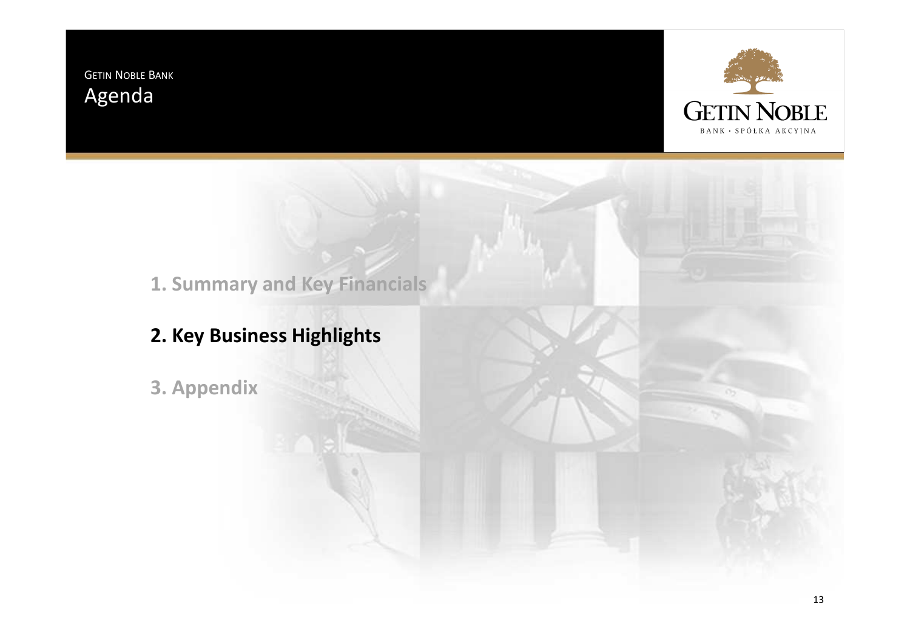GETIN NOBLE BANK

# Agenda

1. Summary and Key Financials

**2. Key Business Highlights**

3. Appendix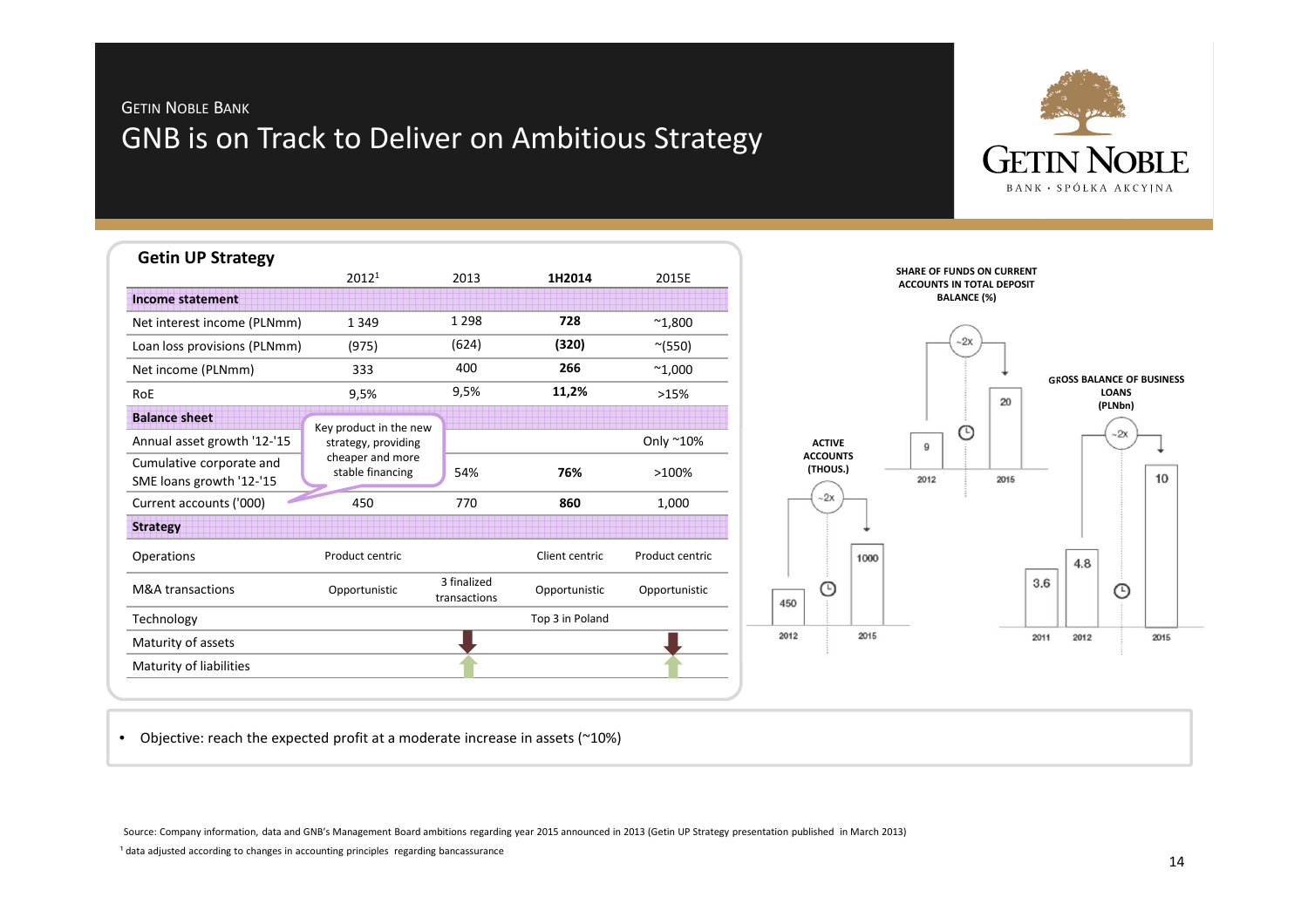GETIN NOBLE BANK

# GNB is on Track to Deliver on Ambitious Strategy

## Getin UP Strategy

| | 2012[1] | 2013 | **1H2014** | 2015E |
|---|---|---|---|---|
| **Income statement** | | | | |
| Net interest income (PLNmm) | 1 349 | 1 298 | **728** | ~1,800 |
| Loan loss provisions (PLNmm) | (975) | (624) | **(320)** | ~(550) |
| Net income (PLNmm) | 333 | 400 | **266** | ~1,000 |
| RoE | 9,5% | 9,5% | **11,2%** | >15% |
| **Balance sheet** | | | | |
| Annual asset growth '12-'15 | | | | Only ~10% |
| Cumulative corporate and SME loans growth '12-'15 | | 54% | **76%** | >100% |
| Current accounts ('000) | 450 | 770 | **860** | 1,000 |
| **Strategy** | | | | |
| Operations | Product centric | | Client centric | Product centric |
| M&A transactions | Opportunistic | 3 finalized transactions | Opportunistic | Opportunistic |
| Technology | | | Top 3 in Poland | |
| Maturity of assets | | ↓ | | ↓ |
| Maturity of liabilities | | ↑ | | ↑ |

Key product in the new strategy, providing cheaper and more stable financing

**ACTIVE ACCOUNTS (THOUS.)**: 2012: 450; 2015: 1000 (~2x)

**SHARE OF FUNDS ON CURRENT ACCOUNTS IN TOTAL DEPOSIT BALANCE (%)**: 2012: 9; 2015: 20 (~2x)

**GROSS BALANCE OF BUSINESS LOANS (PLNbn)**: 2011: 3.6; 2012: 4.8; 2015: 10 (~2x)

- Objective: reach the expected profit at a moderate increase in assets (~10%)

Source: Company information, data and GNB's Management Board ambitions regarding year 2015 announced in 2013 (Getin UP Strategy presentation published in March 2013)

[1] data adjusted according to changes in accounting principles regarding bancassurance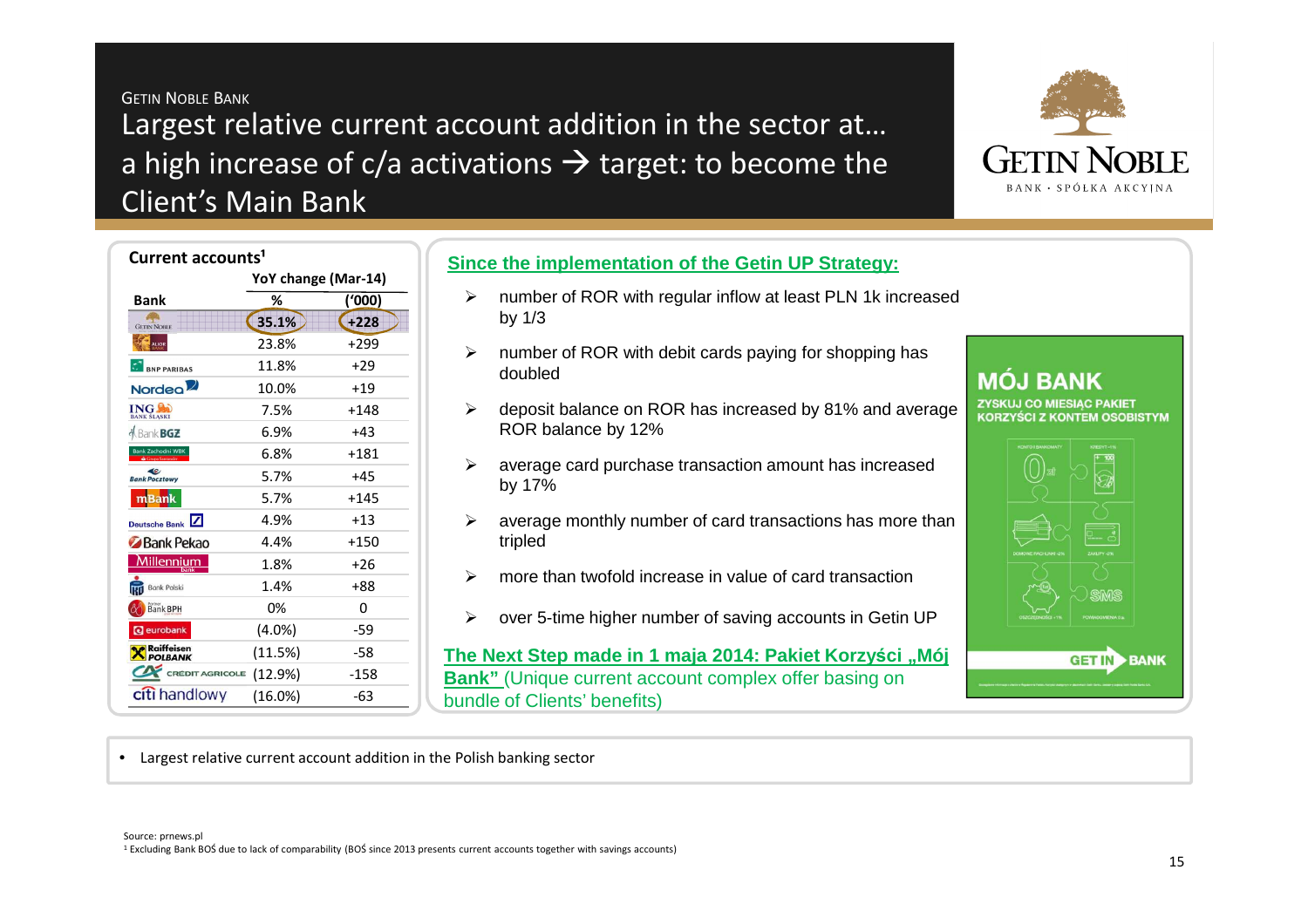GETIN NOBLE BANK

# Largest relative current account addition in the sector at… a high increase of c/a activations → target: to become the Client's Main Bank

**Current accounts**[1]

| Bank | YoY change (Mar-14) % | YoY change (Mar-14) ('000) |
|---|---|---|
| Getin Noble | 35.1% | +228 |
| Alior Bank | 23.8% | +299 |
| BNP Paribas | 11.8% | +29 |
| Nordea | 10.0% | +19 |
| ING Bank Śląski | 7.5% | +148 |
| Bank BGZ | 6.9% | +43 |
| Bank Zachodni WBK | 6.8% | +181 |
| Bank Pocztowy | 5.7% | +45 |
| mBank | 5.7% | +145 |
| Deutsche Bank | 4.9% | +13 |
| Bank Pekao | 4.4% | +150 |
| Millennium bank | 1.8% | +26 |
| Bank Polski | 1.4% | +88 |
| Bank BPH | 0% | 0 |
| eurobank | (4.0%) | -59 |
| Raiffeisen Polbank | (11.5%) | -58 |
| Credit Agricole | (12.9%) | -158 |
| citi handlowy | (16.0%) | -63 |

**Since the implementation of the Getin UP Strategy:**

- number of ROR with regular inflow at least PLN 1k increased by 1/3
- number of ROR with debit cards paying for shopping has doubled
- deposit balance on ROR has increased by 81% and average ROR balance by 12%
- average card purchase transaction amount has increased by 17%
- average monthly number of card transactions has more than tripled
- more than twofold increase in value of card transaction
- over 5-time higher number of saving accounts in Getin UP

**The Next Step made in 1 maja 2014: Pakiet Korzyści „Mój Bank"** (Unique current account complex offer basing on bundle of Clients' benefits)

MÓJ BANK
ZYSKUJ CO MIESIĄC PAKIET KORZYŚCI Z KONTEM OSOBISTYM

- Largest relative current account addition in the Polish banking sector

Source: prnews.pl
[1] Excluding Bank BOŚ due to lack of comparability (BOŚ since 2013 presents current accounts together with savings accounts)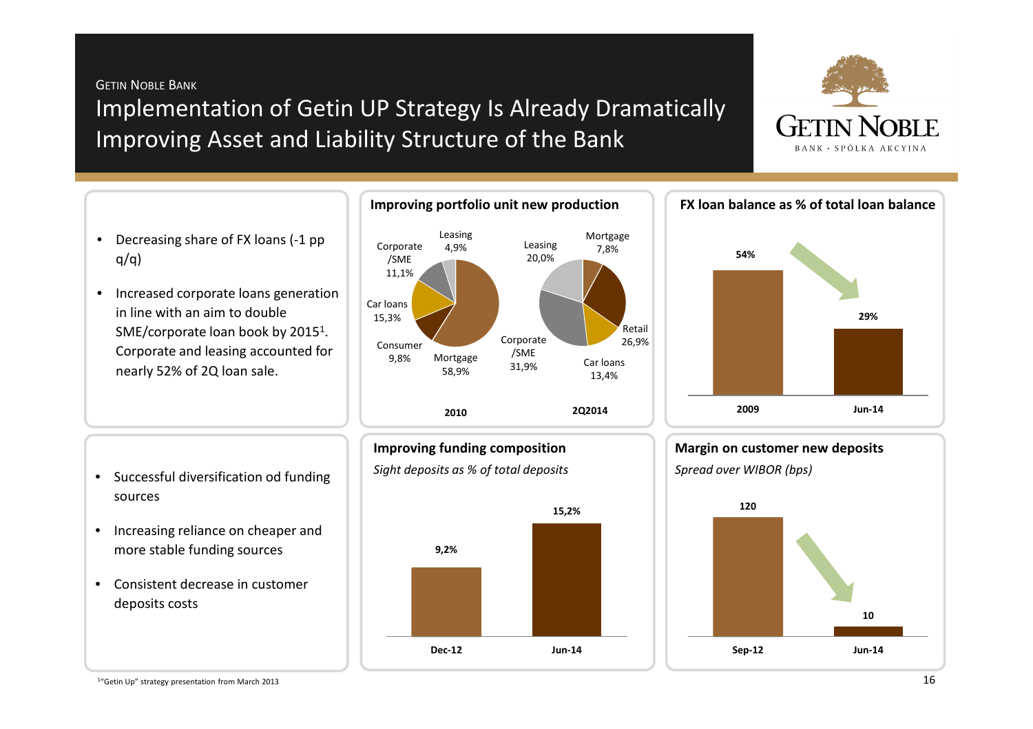GETIN NOBLE BANK

# Implementation of Getin UP Strategy Is Already Dramatically Improving Asset and Liability Structure of the Bank

- Decreasing share of FX loans (-1 pp q/q)
- Increased corporate loans generation in line with an aim to double SME/corporate loan book by 2015[1]. Corporate and leasing accounted for nearly 52% of 2Q loan sale.

**Improving portfolio unit new production**

| Segment | 2010 | 2Q2014 |
| --- | --- | --- |
| Mortgage | 58,9% | 7,8% |
| Consumer | 9,8% | |
| Retail | | 26,9% |
| Car loans | 15,3% | 13,4% |
| Corporate/SME | 11,1% | 31,9% |
| Leasing | 4,9% | 20,0% |

**FX loan balance as % of total loan balance**

| 2009 | Jun-14 |
| --- | --- |
| 54% | 29% |

- Successful diversification od funding sources
- Increasing reliance on cheaper and more stable funding sources
- Consistent decrease in customer deposits costs

**Improving funding composition**

*Sight deposits as % of total deposits*

| Dec-12 | Jun-14 |
| --- | --- |
| 9,2% | 15,2% |

**Margin on customer new deposits**

*Spread over WIBOR (bps)*

| Sep-12 | Jun-14 |
| --- | --- |
| 120 | 10 |

[1] "Getin Up" strategy presentation from March 2013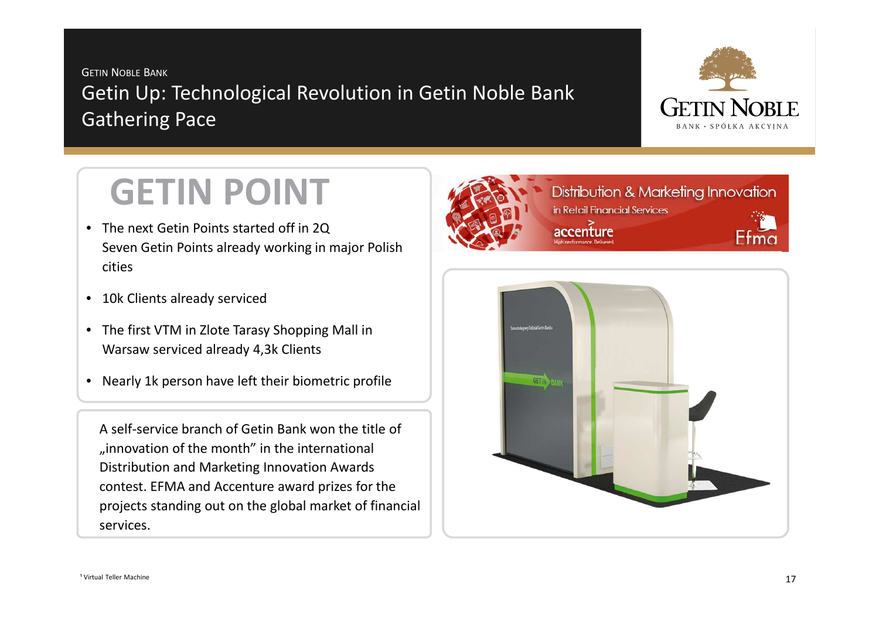GETIN NOBLE BANK

# Getin Up: Technological Revolution in Getin Noble Bank Gathering Pace

## GETIN POINT

- The next Getin Points started off in 2Q
  Seven Getin Points already working in major Polish cities
- 10k Clients already serviced
- The first VTM in Zlote Tarasy Shopping Mall in Warsaw serviced already 4,3k Clients
- Nearly 1k person have left their biometric profile

A self-service branch of Getin Bank won the title of „innovation of the month" in the international Distribution and Marketing Innovation Awards contest. EFMA and Accenture award prizes for the projects standing out on the global market of financial services.

Distribution & Marketing Innovation in Retail Financial Services

[1] Virtual Teller Machine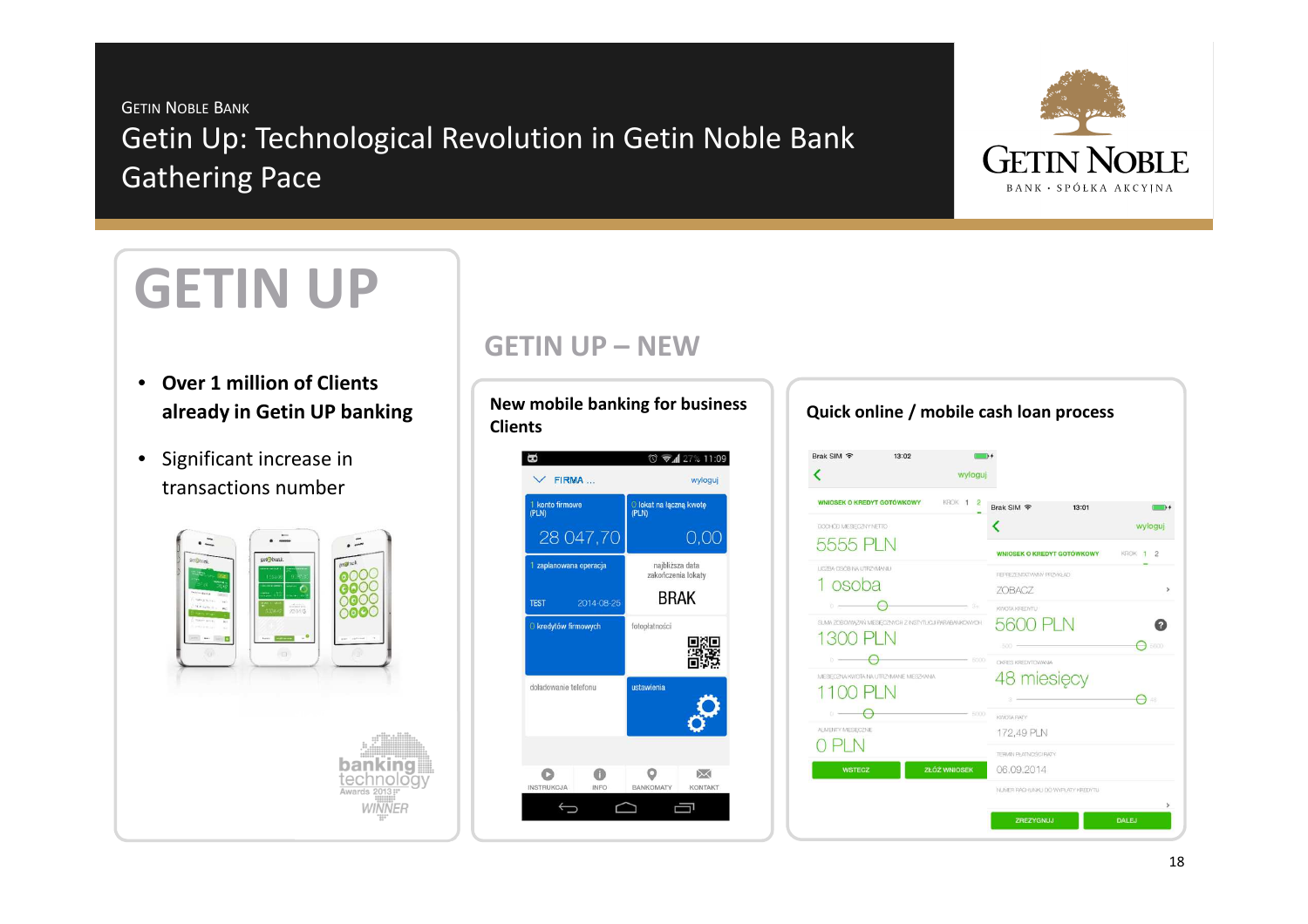GETIN NOBLE BANK

# Getin Up: Technological Revolution in Getin Noble Bank Gathering Pace

## GETIN UP

- **Over 1 million of Clients already in Getin UP banking**
- Significant increase in transactions number

## GETIN UP – NEW

**New mobile banking for business Clients**

**Quick online / mobile cash loan process**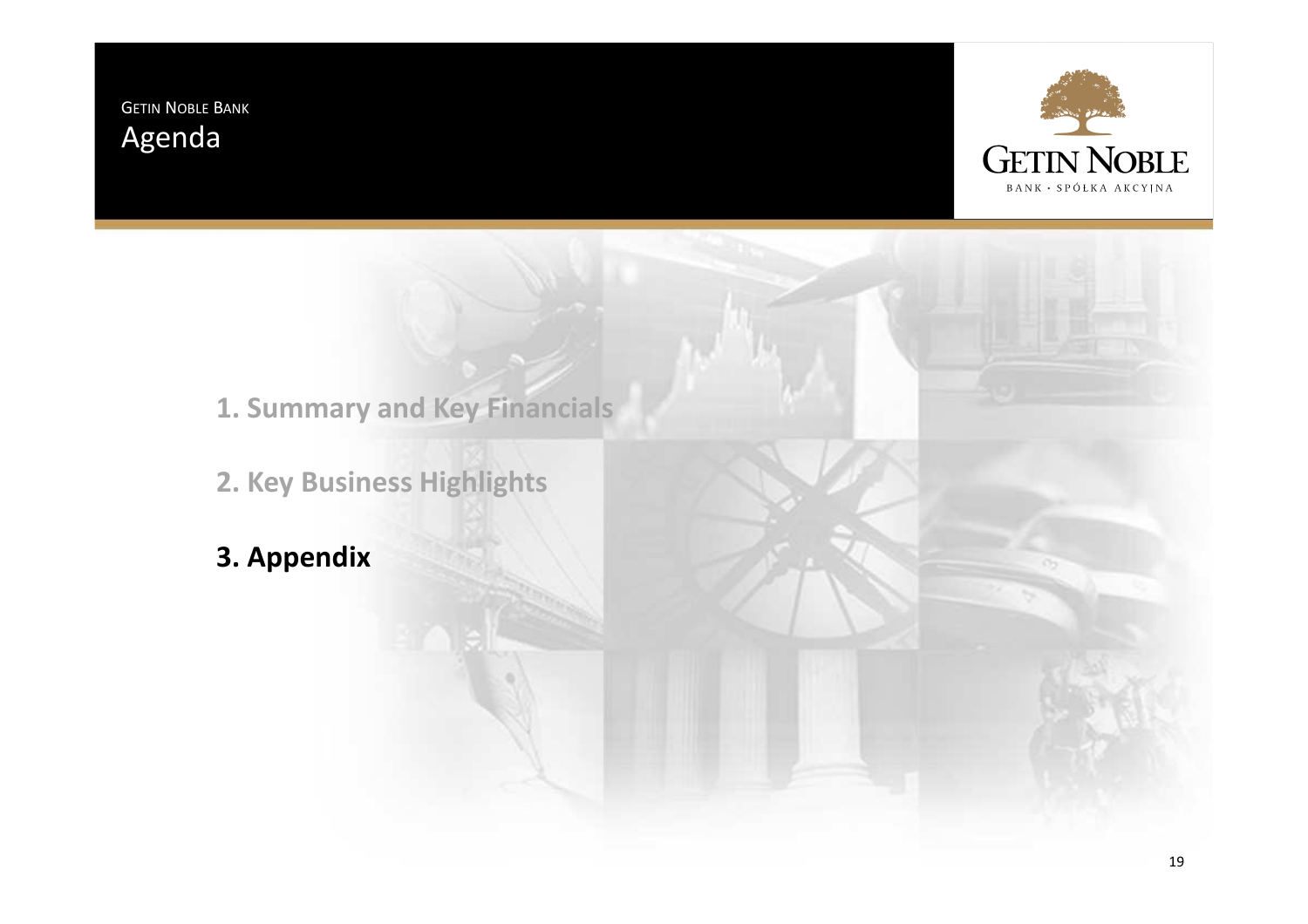# Agenda

1. Summary and Key Financials

2. Key Business Highlights

3. **Appendix**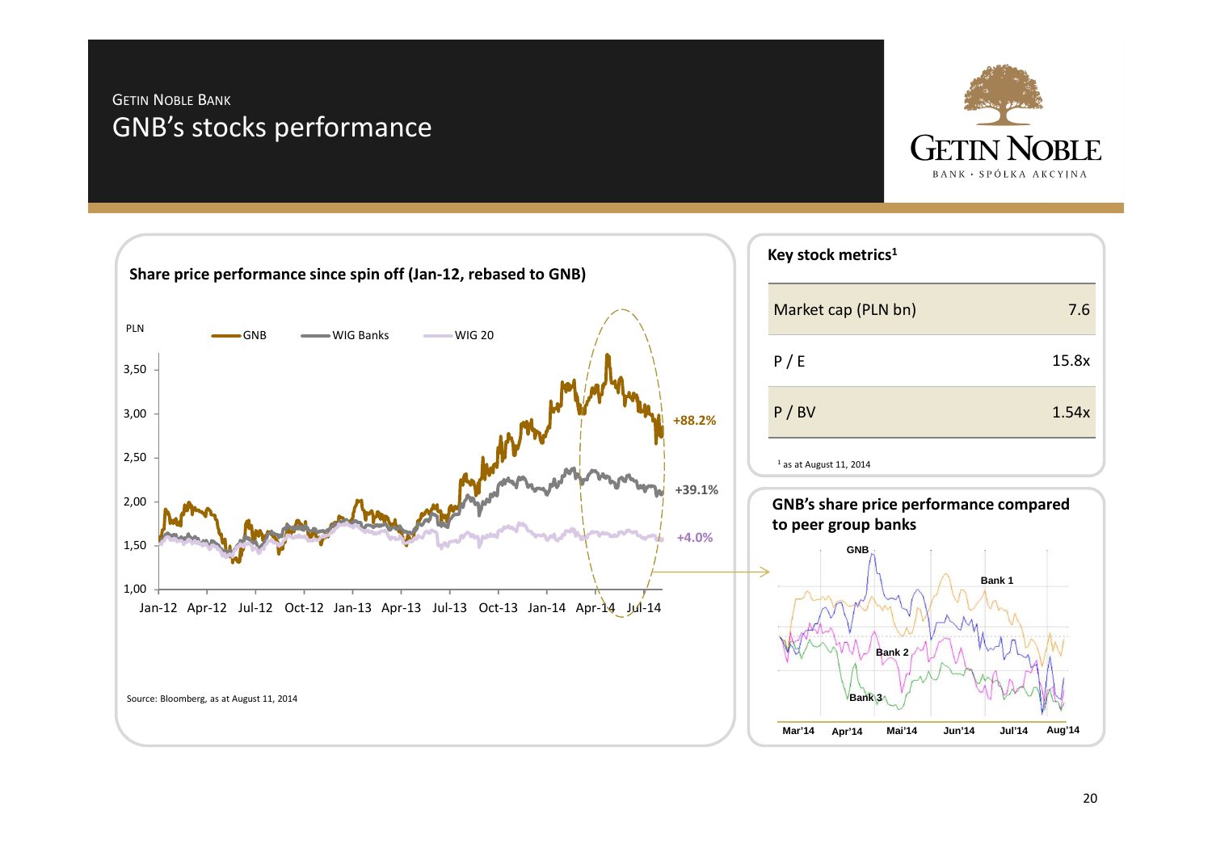GETIN NOBLE BANK

# GNB's stocks performance

**Share price performance since spin off (Jan-12, rebased to GNB)**

PLN

GNB | WIG Banks | WIG 20

+88.2%

+39.1%

+4.0%

Source: Bloomberg, as at August 11, 2014

**Key stock metrics**[1]

| | |
|---|---|
| Market cap (PLN bn) | 7.6 |
| P / E | 15.8x |
| P / BV | 1.54x |

[1] as at August 11, 2014

**GNB's share price performance compared to peer group banks**

GNB, Bank 1, Bank 2, Bank 3

Mar'14 Apr'14 Mai'14 Jun'14 Jul'14 Aug'14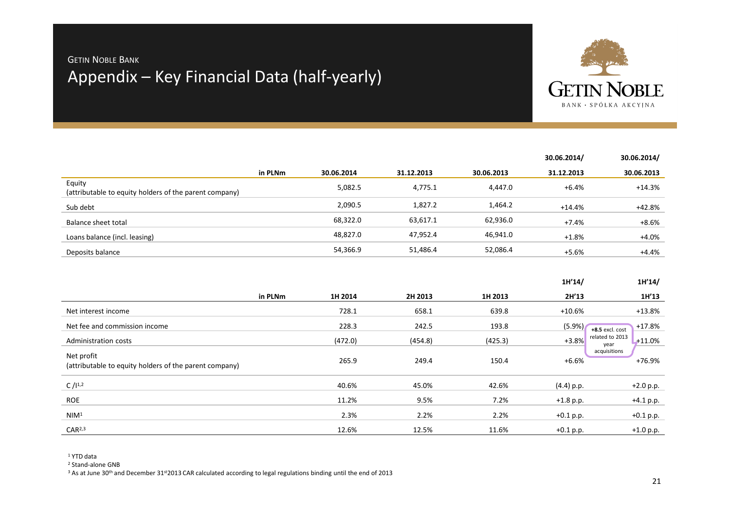GETIN NOBLE BANK

# Appendix – Key Financial Data (half-yearly)

| in PLNm | 30.06.2014 | 31.12.2013 | 30.06.2013 | 30.06.2014/ 31.12.2013 | 30.06.2014/ 30.06.2013 |
|---|---|---|---|---|---|
| Equity (attributable to equity holders of the parent company) | 5,082.5 | 4,775.1 | 4,447.0 | +6.4% | +14.3% |
| Sub debt | 2,090.5 | 1,827.2 | 1,464.2 | +14.4% | +42.8% |
| Balance sheet total | 68,322.0 | 63,617.1 | 62,936.0 | +7.4% | +8.6% |
| Loans balance (incl. leasing) | 48,827.0 | 47,952.4 | 46,941.0 | +1.8% | +4.0% |
| Deposits balance | 54,366.9 | 51,486.4 | 52,086.4 | +5.6% | +4.4% |

| in PLNm | 1H 2014 | 2H 2013 | 1H 2013 | 1H'14/ 2H'13 | 1H'14/ 1H'13 |
|---|---|---|---|---|---|
| Net interest income | 728.1 | 658.1 | 639.8 | +10.6% | +13.8% |
| Net fee and commission income | 228.3 | 242.5 | 193.8 | (5.9%) | +17.8% |
| Administration costs | (472.0) | (454.8) | (425.3) | +3.8% (**+8.5** excl. cost related to 2013 year acquisitions) | +11.0% |
| Net profit (attributable to equity holders of the parent company) | 265.9 | 249.4 | 150.4 | +6.6% | +76.9% |
| C / I[1,2] | 40.6% | 45.0% | 42.6% | (4.4) p.p. | +2.0 p.p. |
| ROE | 11.2% | 9.5% | 7.2% | +1.8 p.p. | +4.1 p.p. |
| NIM[1] | 2.3% | 2.2% | 2.2% | +0.1 p.p. | +0.1 p.p. |
| CAR[2,3] | 12.6% | 12.5% | 11.6% | +0.1 p.p. | +1.0 p.p. |

[1] YTD data

[2] Stand-alone GNB

[3] As at June 30th and December 31st 2013 CAR calculated according to legal regulations binding until the end of 2013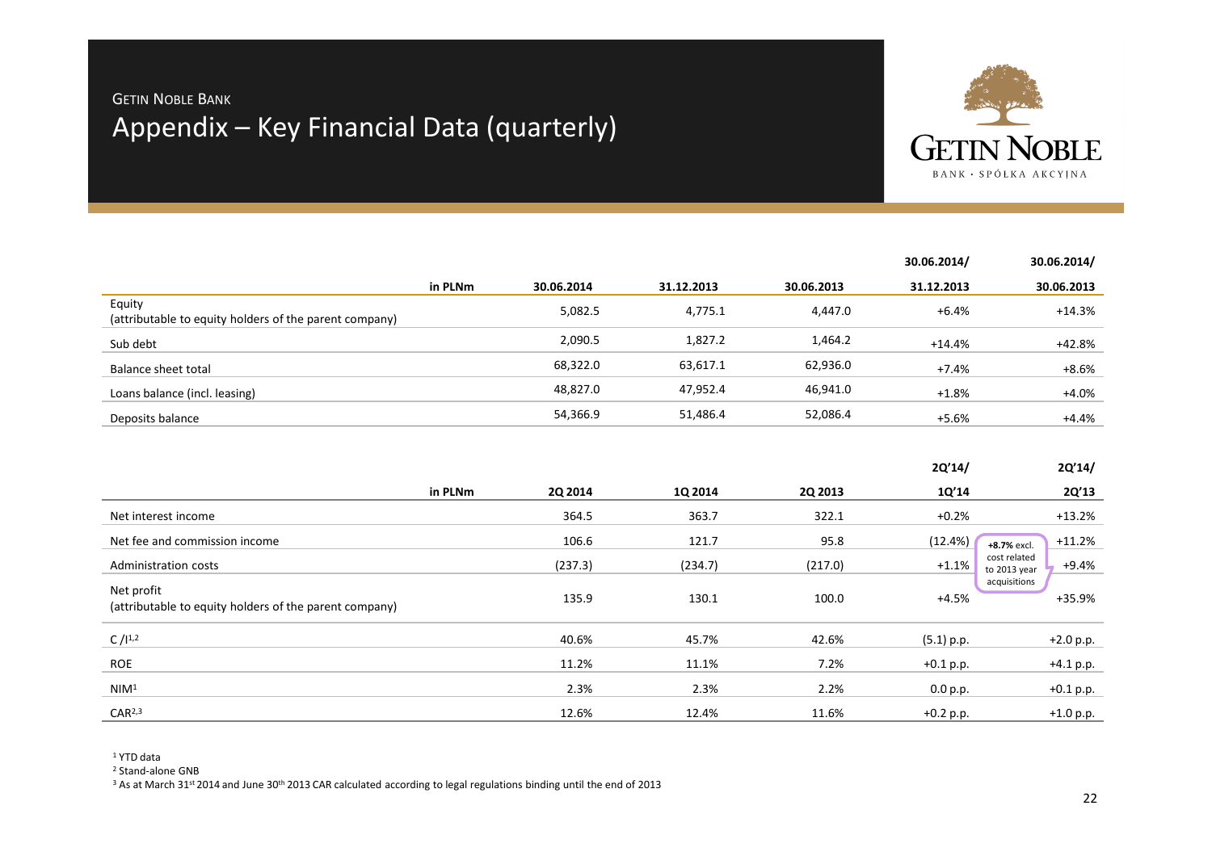GETIN NOBLE BANK

# Appendix – Key Financial Data (quarterly)

| in PLNm | 30.06.2014 | 31.12.2013 | 30.06.2013 | 30.06.2014/ 31.12.2013 | 30.06.2014/ 30.06.2013 |
|---|---|---|---|---|---|
| Equity (attributable to equity holders of the parent company) | 5,082.5 | 4,775.1 | 4,447.0 | +6.4% | +14.3% |
| Sub debt | 2,090.5 | 1,827.2 | 1,464.2 | +14.4% | +42.8% |
| Balance sheet total | 68,322.0 | 63,617.1 | 62,936.0 | +7.4% | +8.6% |
| Loans balance (incl. leasing) | 48,827.0 | 47,952.4 | 46,941.0 | +1.8% | +4.0% |
| Deposits balance | 54,366.9 | 51,486.4 | 52,086.4 | +5.6% | +4.4% |

| in PLNm | 2Q 2014 | 1Q 2014 | 2Q 2013 | 2Q'14/ 1Q'14 | 2Q'14/ 2Q'13 |
|---|---|---|---|---|---|
| Net interest income | 364.5 | 363.7 | 322.1 | +0.2% | +13.2% |
| Net fee and commission income | 106.6 | 121.7 | 95.8 | (12.4%) | +11.2% |
| Administration costs | (237.3) | (234.7) | (217.0) | +1.1% | +9.4% (**+8.7%** excl. cost related to 2013 year acquisitions) |
| Net profit (attributable to equity holders of the parent company) | 135.9 | 130.1 | 100.0 | +4.5% | +35.9% |
| C / I[1,2] | 40.6% | 45.7% | 42.6% | (5.1) p.p. | +2.0 p.p. |
| ROE | 11.2% | 11.1% | 7.2% | +0.1 p.p. | +4.1 p.p. |
| NIM[1] | 2.3% | 2.3% | 2.2% | 0.0 p.p. | +0.1 p.p. |
| CAR[2,3] | 12.6% | 12.4% | 11.6% | +0.2 p.p. | +1.0 p.p. |

[1] YTD data

[2] Stand-alone GNB

[3] As at March 31st 2014 and June 30th 2013 CAR calculated according to legal regulations binding until the end of 2013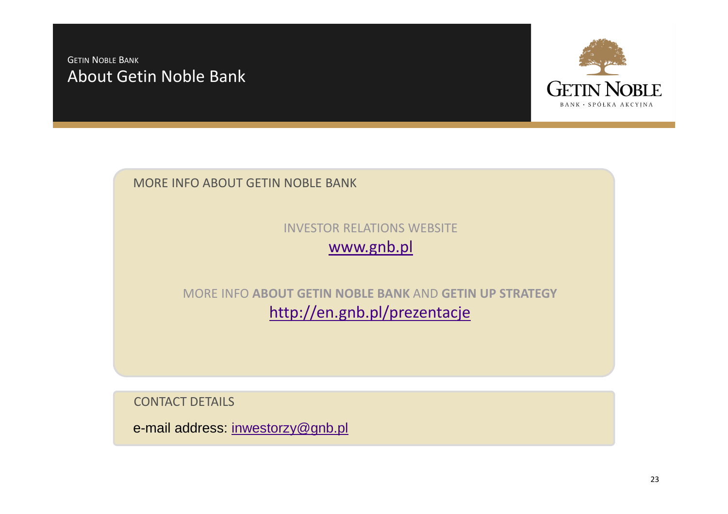GETIN NOBLE BANK

# About Getin Noble Bank

GETIN NOBLE
BANK · SPÓŁKA AKCYJNA

## MORE INFO ABOUT GETIN NOBLE BANK

INVESTOR RELATIONS WEBSITE

www.gnb.pl

MORE INFO **ABOUT GETIN NOBLE BANK** AND **GETIN UP STRATEGY**

http://en.gnb.pl/prezentacje

## CONTACT DETAILS

e-mail address: inwestorzy@gnb.pl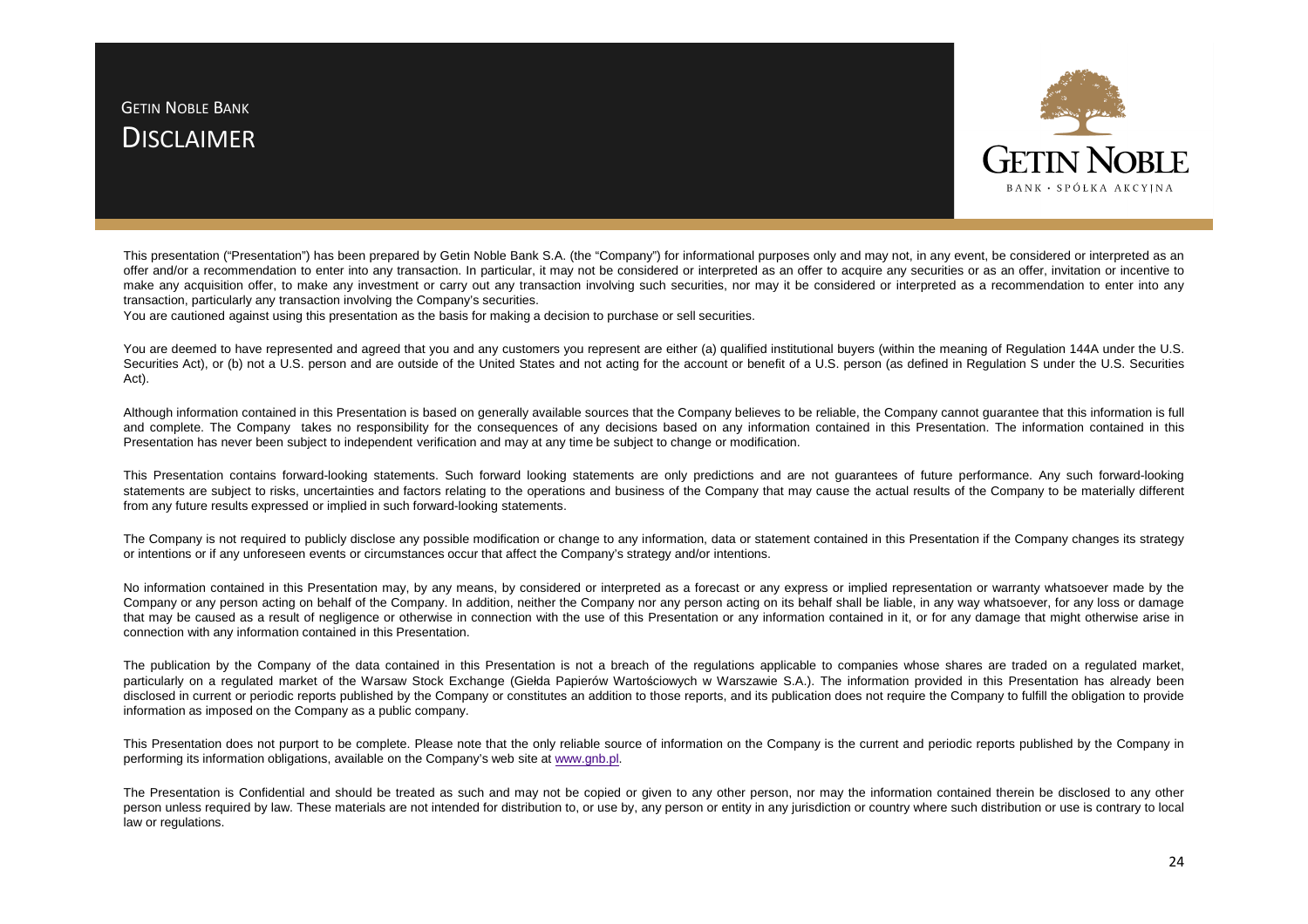# GETIN NOBLE BANK
## DISCLAIMER

This presentation ("Presentation") has been prepared by Getin Noble Bank S.A. (the "Company") for informational purposes only and may not, in any event, be considered or interpreted as an offer and/or a recommendation to enter into any transaction. In particular, it may not be considered or interpreted as an offer to acquire any securities or as an offer, invitation or incentive to make any acquisition offer, to make any investment or carry out any transaction involving such securities, nor may it be considered or interpreted as a recommendation to enter into any transaction, particularly any transaction involving the Company's securities.
You are cautioned against using this presentation as the basis for making a decision to purchase or sell securities.

You are deemed to have represented and agreed that you and any customers you represent are either (a) qualified institutional buyers (within the meaning of Regulation 144A under the U.S. Securities Act), or (b) not a U.S. person and are outside of the United States and not acting for the account or benefit of a U.S. person (as defined in Regulation S under the U.S. Securities Act).

Although information contained in this Presentation is based on generally available sources that the Company believes to be reliable, the Company cannot guarantee that this information is full and complete. The Company takes no responsibility for the consequences of any decisions based on any information contained in this Presentation. The information contained in this Presentation has never been subject to independent verification and may at any time be subject to change or modification.

This Presentation contains forward-looking statements. Such forward looking statements are only predictions and are not guarantees of future performance. Any such forward-looking statements are subject to risks, uncertainties and factors relating to the operations and business of the Company that may cause the actual results of the Company to be materially different from any future results expressed or implied in such forward-looking statements.

The Company is not required to publicly disclose any possible modification or change to any information, data or statement contained in this Presentation if the Company changes its strategy or intentions or if any unforeseen events or circumstances occur that affect the Company's strategy and/or intentions.

No information contained in this Presentation may, by any means, by considered or interpreted as a forecast or any express or implied representation or warranty whatsoever made by the Company or any person acting on behalf of the Company. In addition, neither the Company nor any person acting on its behalf shall be liable, in any way whatsoever, for any loss or damage that may be caused as a result of negligence or otherwise in connection with the use of this Presentation or any information contained in it, or for any damage that might otherwise arise in connection with any information contained in this Presentation.

The publication by the Company of the data contained in this Presentation is not a breach of the regulations applicable to companies whose shares are traded on a regulated market, particularly on a regulated market of the Warsaw Stock Exchange (Giełda Papierów Wartościowych w Warszawie S.A.). The information provided in this Presentation has already been disclosed in current or periodic reports published by the Company or constitutes an addition to those reports, and its publication does not require the Company to fulfill the obligation to provide information as imposed on the Company as a public company.

This Presentation does not purport to be complete. Please note that the only reliable source of information on the Company is the current and periodic reports published by the Company in performing its information obligations, available on the Company's web site at www.gnb.pl.

The Presentation is Confidential and should be treated as such and may not be copied or given to any other person, nor may the information contained therein be disclosed to any other person unless required by law. These materials are not intended for distribution to, or use by, any person or entity in any jurisdiction or country where such distribution or use is contrary to local law or regulations.